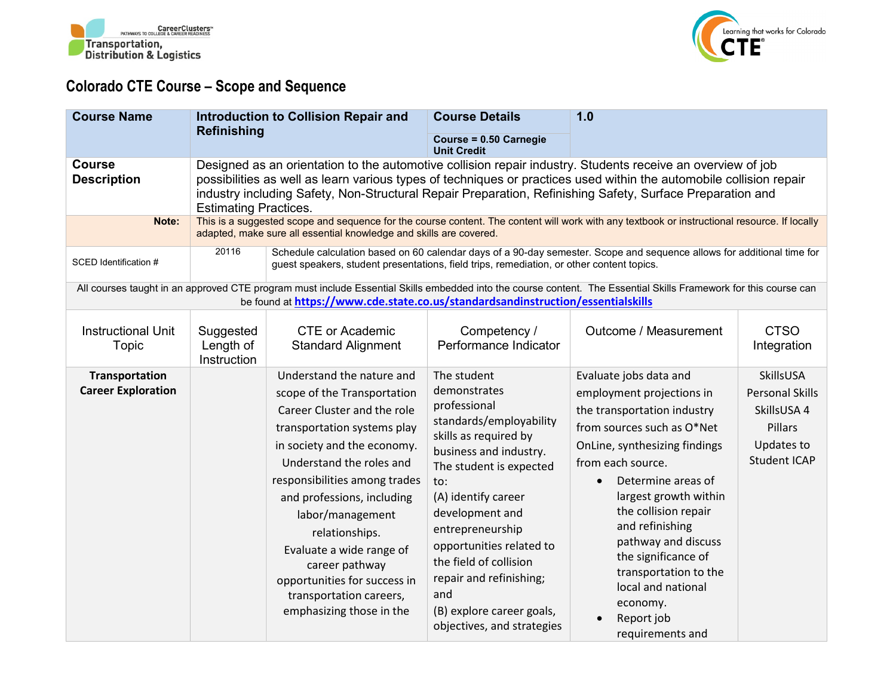Transportation, Distribution & Logistics

# Colorado CTE Course – Scope and Sequence

| **Course Name** | **Introduction to Collision Repair and Refinishing** | **Course Details** | **1.0** |
|---|---|---|---|
| | | **Course = 0.50 Carnegie Unit Credit** | |
| **Course Description** | Designed as an orientation to the automotive collision repair industry. Students receive an overview of job possibilities as well as learn various types of techniques or practices used within the automobile collision repair industry including Safety, Non-Structural Repair Preparation, Refinishing Safety, Surface Preparation and Estimating Practices. | | |
| **Note:** | This is a suggested scope and sequence for the course content. The content will work with any textbook or instructional resource. If locally adapted, make sure all essential knowledge and skills are covered. | | |
| SCED Identification # | 20116 | Schedule calculation based on 60 calendar days of a 90-day semester. Scope and sequence allows for additional time for guest speakers, student presentations, field trips, remediation, or other content topics. | |

All courses taught in an approved CTE program must include Essential Skills embedded into the course content. The Essential Skills Framework for this course can be found at https://www.cde.state.co.us/standardsandinstruction/essentialskills

| Instructional Unit Topic | Suggested Length of Instruction | CTE or Academic Standard Alignment | Competency / Performance Indicator | Outcome / Measurement | CTSO Integration |
|---|---|---|---|---|---|
| **Transportation Career Exploration** | | Understand the nature and scope of the Transportation Career Cluster and the role transportation systems play in society and the economy. Understand the roles and responsibilities among trades and professions, including labor/management relationships. Evaluate a wide range of career pathway opportunities for success in transportation careers, emphasizing those in the | The student demonstrates professional standards/employability skills as required by business and industry. The student is expected to: (A) identify career development and entrepreneurship opportunities related to the field of collision repair and refinishing; and (B) explore career goals, objectives, and strategies | Evaluate jobs data and employment projections in the transportation industry from sources such as O*Net OnLine, synthesizing findings from each source.<br>• Determine areas of largest growth within the collision repair and refinishing pathway and discuss the significance of transportation to the local and national economy.<br>• Report job requirements and | SkillsUSA Personal Skills SkillsUSA 4 Pillars Updates to Student ICAP |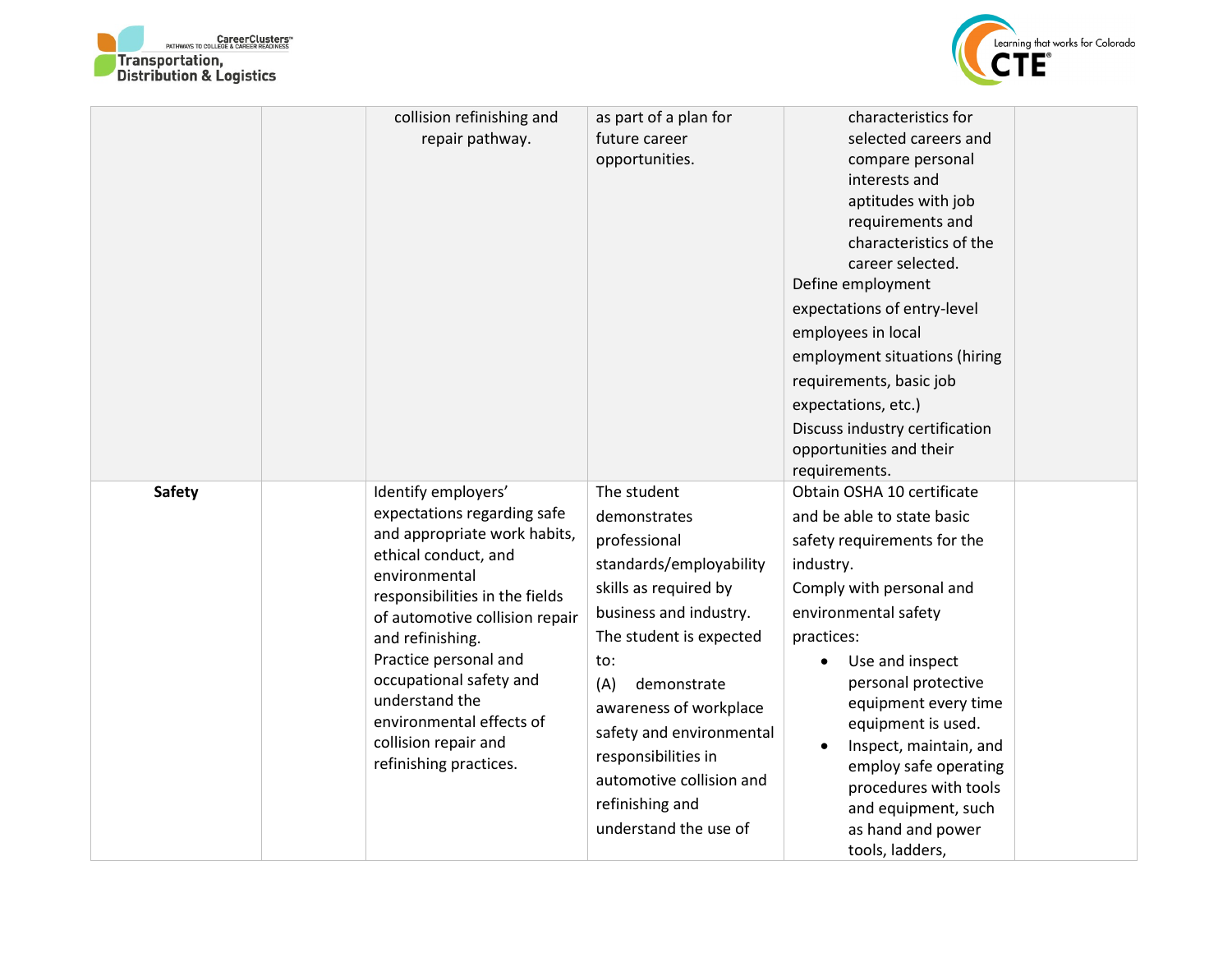| | | | | | |
|---|---|---|---|---|---|
| | | collision refinishing and repair pathway. | as part of a plan for future career opportunities. | characteristics for selected careers and compare personal interests and aptitudes with job requirements and characteristics of the career selected.<br>Define employment expectations of entry-level employees in local employment situations (hiring requirements, basic job expectations, etc.)<br>Discuss industry certification opportunities and their requirements. | |
| **Safety** | | Identify employers' expectations regarding safe and appropriate work habits, ethical conduct, and environmental responsibilities in the fields of automotive collision repair and refinishing.<br>Practice personal and occupational safety and understand the environmental effects of collision repair and refinishing practices. | The student demonstrates professional standards/employability skills as required by business and industry. The student is expected to:<br>(A) demonstrate awareness of workplace safety and environmental responsibilities in automotive collision and refinishing and understand the use of | Obtain OSHA 10 certificate and be able to state basic safety requirements for the industry.<br>Comply with personal and environmental safety practices:<br>• Use and inspect personal protective equipment every time equipment is used.<br>• Inspect, maintain, and employ safe operating procedures with tools and equipment, such as hand and power tools, ladders, | |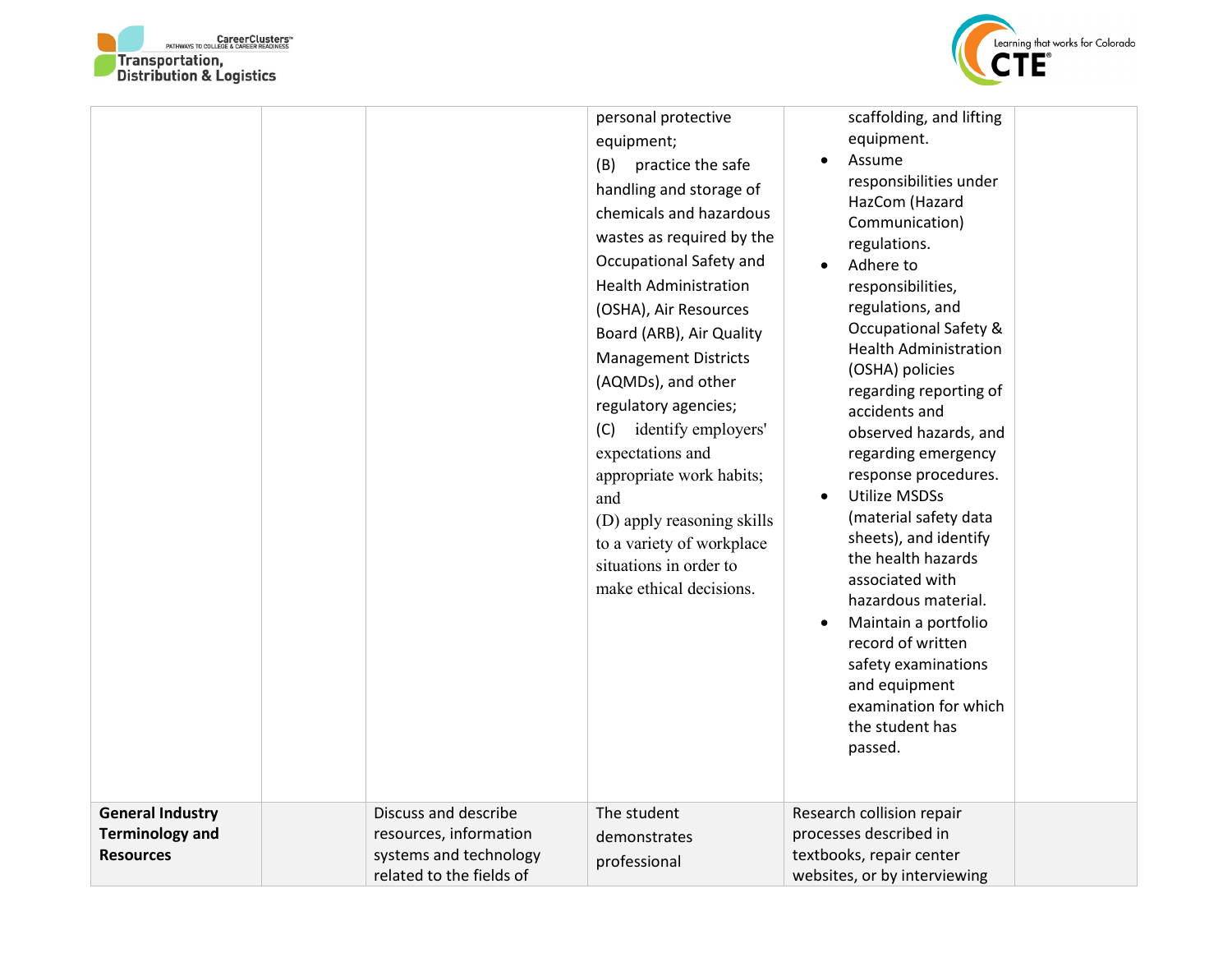| | | | | | |
|---|---|---|---|---|---|
| | | | personal protective equipment;<br>(B) practice the safe handling and storage of chemicals and hazardous wastes as required by the Occupational Safety and Health Administration (OSHA), Air Resources Board (ARB), Air Quality Management Districts (AQMDs), and other regulatory agencies;<br>(C) identify employers' expectations and appropriate work habits; and<br>(D) apply reasoning skills to a variety of workplace situations in order to make ethical decisions. | scaffolding, and lifting equipment.<br>• Assume responsibilities under HazCom (Hazard Communication) regulations.<br>• Adhere to responsibilities, regulations, and Occupational Safety & Health Administration (OSHA) policies regarding reporting of accidents and observed hazards, and regarding emergency response procedures.<br>• Utilize MSDSs (material safety data sheets), and identify the health hazards associated with hazardous material.<br>• Maintain a portfolio record of written safety examinations and equipment examination for which the student has passed. | |
| **General Industry Terminology and Resources** | | Discuss and describe resources, information systems and technology related to the fields of | The student demonstrates professional | Research collision repair processes described in textbooks, repair center websites, or by interviewing | |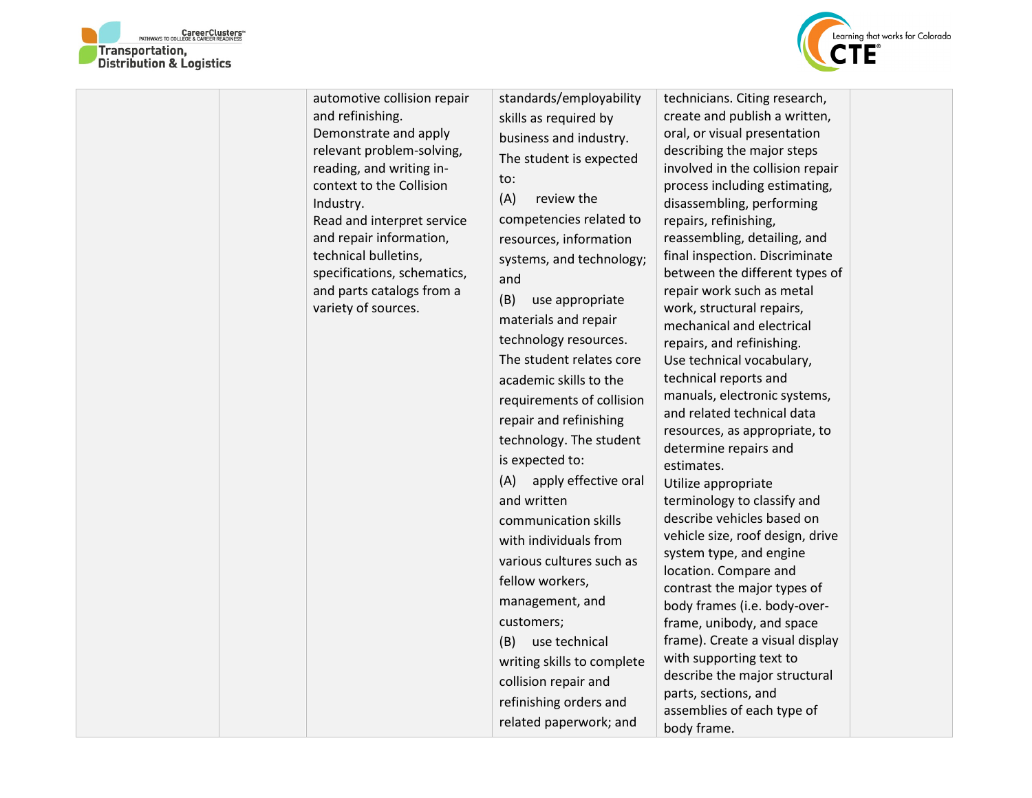| | | | | | |
|---|---|---|---|---|---|
| | | automotive collision repair and refinishing. Demonstrate and apply relevant problem-solving, reading, and writing in-context to the Collision Industry. Read and interpret service and repair information, technical bulletins, specifications, schematics, and parts catalogs from a variety of sources. | standards/employability skills as required by business and industry. The student is expected to: (A) review the competencies related to resources, information systems, and technology; and (B) use appropriate materials and repair technology resources. The student relates core academic skills to the requirements of collision repair and refinishing technology. The student is expected to: (A) apply effective oral and written communication skills with individuals from various cultures such as fellow workers, management, and customers; (B) use technical writing skills to complete collision repair and refinishing orders and related paperwork; and | technicians. Citing research, create and publish a written, oral, or visual presentation describing the major steps involved in the collision repair process including estimating, disassembling, performing repairs, refinishing, reassembling, detailing, and final inspection. Discriminate between the different types of repair work such as metal work, structural repairs, mechanical and electrical repairs, and refinishing. Use technical vocabulary, technical reports and manuals, electronic systems, and related technical data resources, as appropriate, to determine repairs and estimates. Utilize appropriate terminology to classify and describe vehicles based on vehicle size, roof design, drive system type, and engine location. Compare and contrast the major types of body frames (i.e. body-over-frame, unibody, and space frame). Create a visual display with supporting text to describe the major structural parts, sections, and assemblies of each type of body frame. | |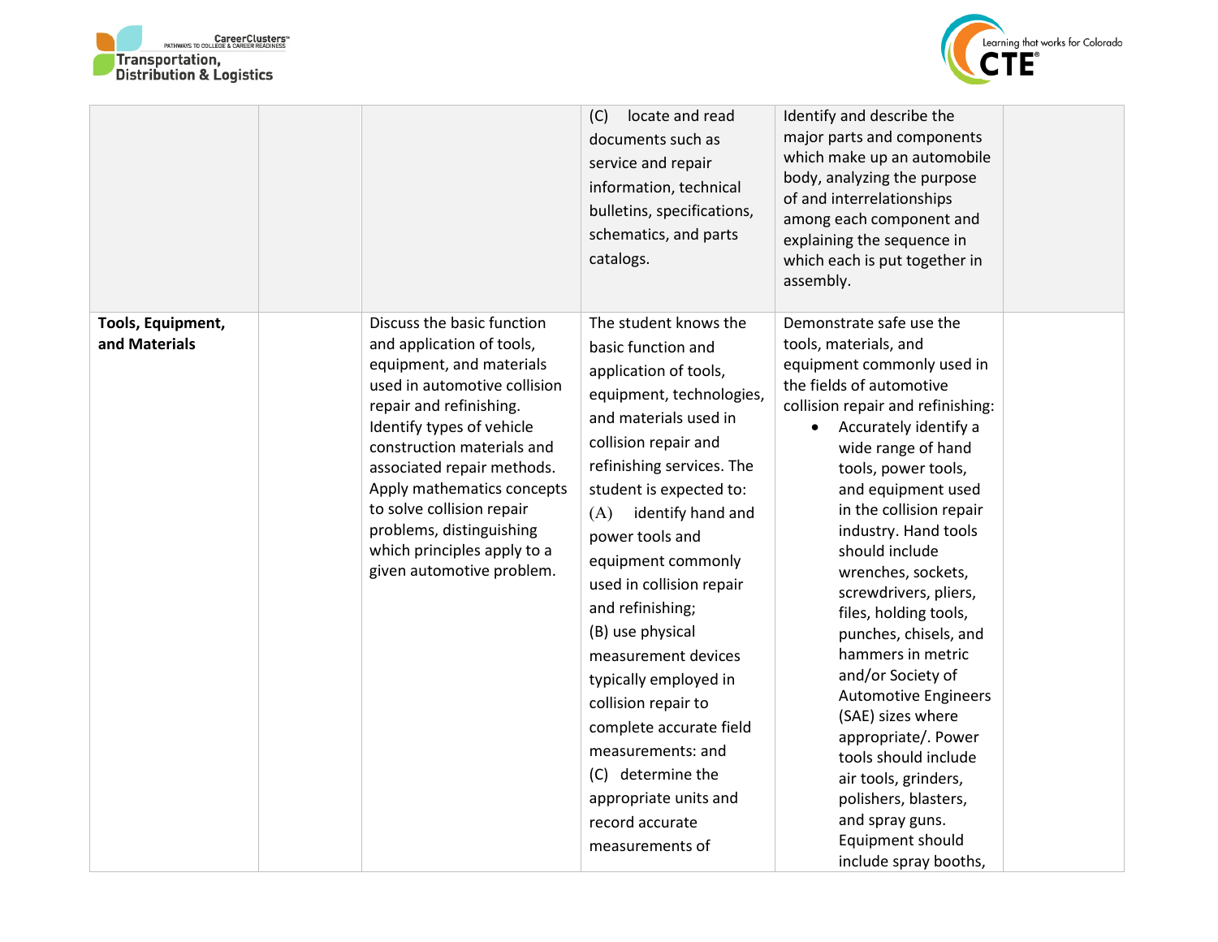| | | | | | |
|---|---|---|---|---|---|
| | | | (C) locate and read documents such as service and repair information, technical bulletins, specifications, schematics, and parts catalogs. | Identify and describe the major parts and components which make up an automobile body, analyzing the purpose of and interrelationships among each component and explaining the sequence in which each is put together in assembly. | |
| **Tools, Equipment, and Materials** | | Discuss the basic function and application of tools, equipment, and materials used in automotive collision repair and refinishing. Identify types of vehicle construction materials and associated repair methods. Apply mathematics concepts to solve collision repair problems, distinguishing which principles apply to a given automotive problem. | The student knows the basic function and application of tools, equipment, technologies, and materials used in collision repair and refinishing services. The student is expected to: (A) identify hand and power tools and equipment commonly used in collision repair and refinishing; (B) use physical measurement devices typically employed in collision repair to complete accurate field measurements: and (C) determine the appropriate units and record accurate measurements of | Demonstrate safe use the tools, materials, and equipment commonly used in the fields of automotive collision repair and refinishing:<br>• Accurately identify a wide range of hand tools, power tools, and equipment used in the collision repair industry. Hand tools should include wrenches, sockets, screwdrivers, pliers, files, holding tools, punches, chisels, and hammers in metric and/or Society of Automotive Engineers (SAE) sizes where appropriate/. Power tools should include air tools, grinders, polishers, blasters, and spray guns. Equipment should include spray booths, | |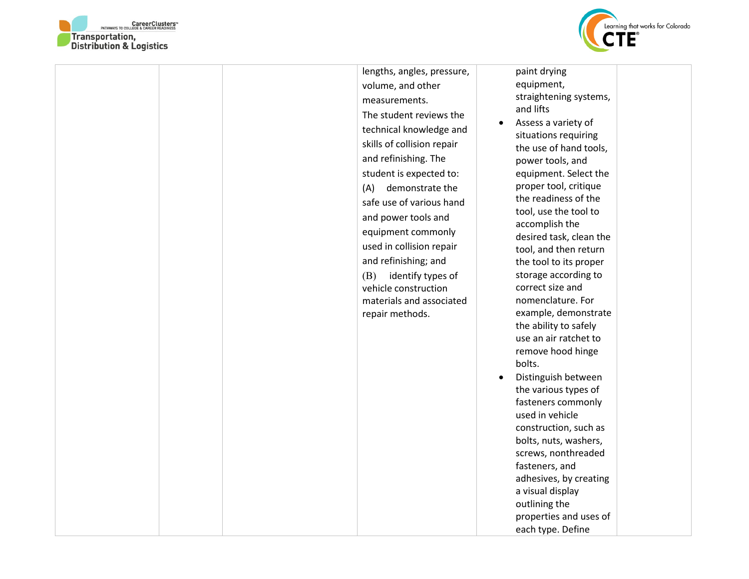|  |  |  | lengths, angles, pressure, volume, and other measurements.<br>The student reviews the technical knowledge and skills of collision repair and refinishing. The student is expected to:<br>(A) demonstrate the safe use of various hand and power tools and equipment commonly used in collision repair and refinishing; and<br>(B) identify types of vehicle construction materials and associated repair methods. | paint drying equipment, straightening systems, and lifts<br>• Assess a variety of situations requiring the use of hand tools, power tools, and equipment. Select the proper tool, critique the readiness of the tool, use the tool to accomplish the desired task, clean the tool, and then return the tool to its proper storage according to correct size and nomenclature. For example, demonstrate the ability to safely use an air ratchet to remove hood hinge bolts.<br>• Distinguish between the various types of fasteners commonly used in vehicle construction, such as bolts, nuts, washers, screws, nonthreaded fasteners, and adhesives, by creating a visual display outlining the properties and uses of each type. Define |  |
|---|---|---|---|---|---|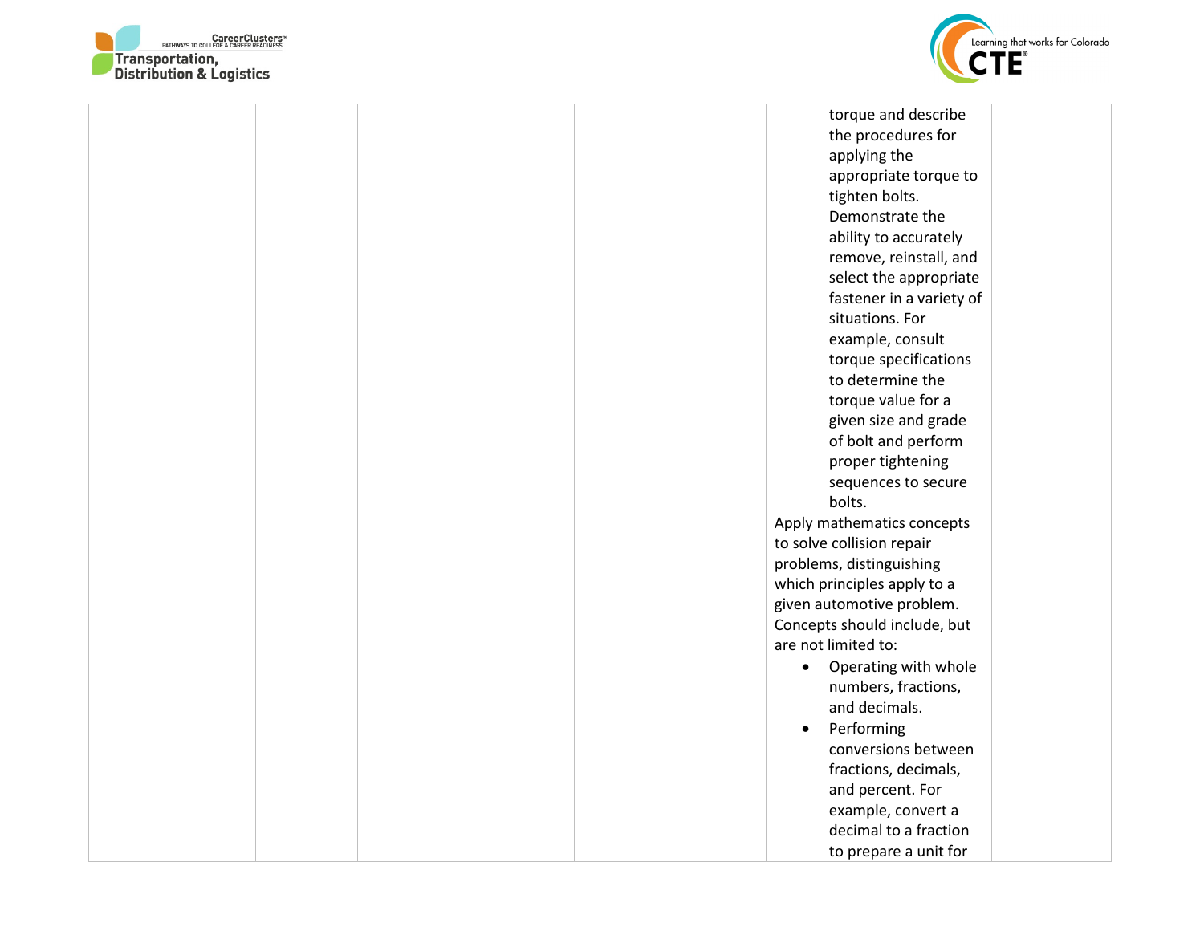| | | | | | |
|---|---|---|---|---|---|
| | | | | torque and describe the procedures for applying the appropriate torque to tighten bolts. Demonstrate the ability to accurately remove, reinstall, and select the appropriate fastener in a variety of situations. For example, consult torque specifications to determine the torque value for a given size and grade of bolt and perform proper tightening sequences to secure bolts.<br>Apply mathematics concepts to solve collision repair problems, distinguishing which principles apply to a given automotive problem. Concepts should include, but are not limited to:<br>• Operating with whole numbers, fractions, and decimals.<br>• Performing conversions between fractions, decimals, and percent. For example, convert a decimal to a fraction to prepare a unit for | |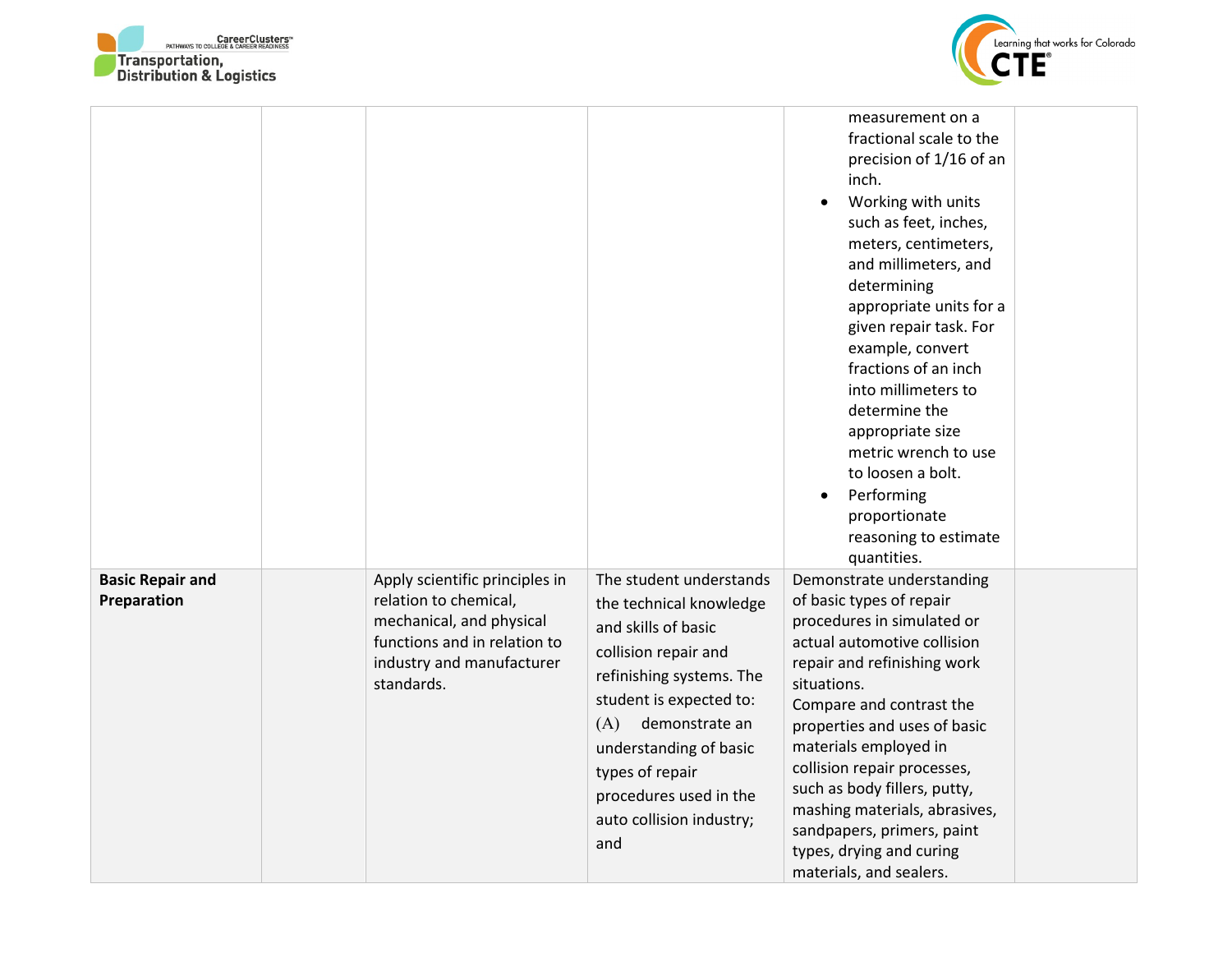| | | | | | |
|---|---|---|---|---|---|
| | | | | measurement on a fractional scale to the precision of 1/16 of an inch.<br>• Working with units such as feet, inches, meters, centimeters, and millimeters, and determining appropriate units for a given repair task. For example, convert fractions of an inch into millimeters to determine the appropriate size metric wrench to use to loosen a bolt.<br>• Performing proportionate reasoning to estimate quantities. | |
| **Basic Repair and Preparation** | | Apply scientific principles in relation to chemical, mechanical, and physical functions and in relation to industry and manufacturer standards. | The student understands the technical knowledge and skills of basic collision repair and refinishing systems. The student is expected to:<br>(A) demonstrate an understanding of basic types of repair procedures used in the auto collision industry; and | Demonstrate understanding of basic types of repair procedures in simulated or actual automotive collision repair and refinishing work situations.<br>Compare and contrast the properties and uses of basic materials employed in collision repair processes, such as body fillers, putty, mashing materials, abrasives, sandpapers, primers, paint types, drying and curing materials, and sealers. | |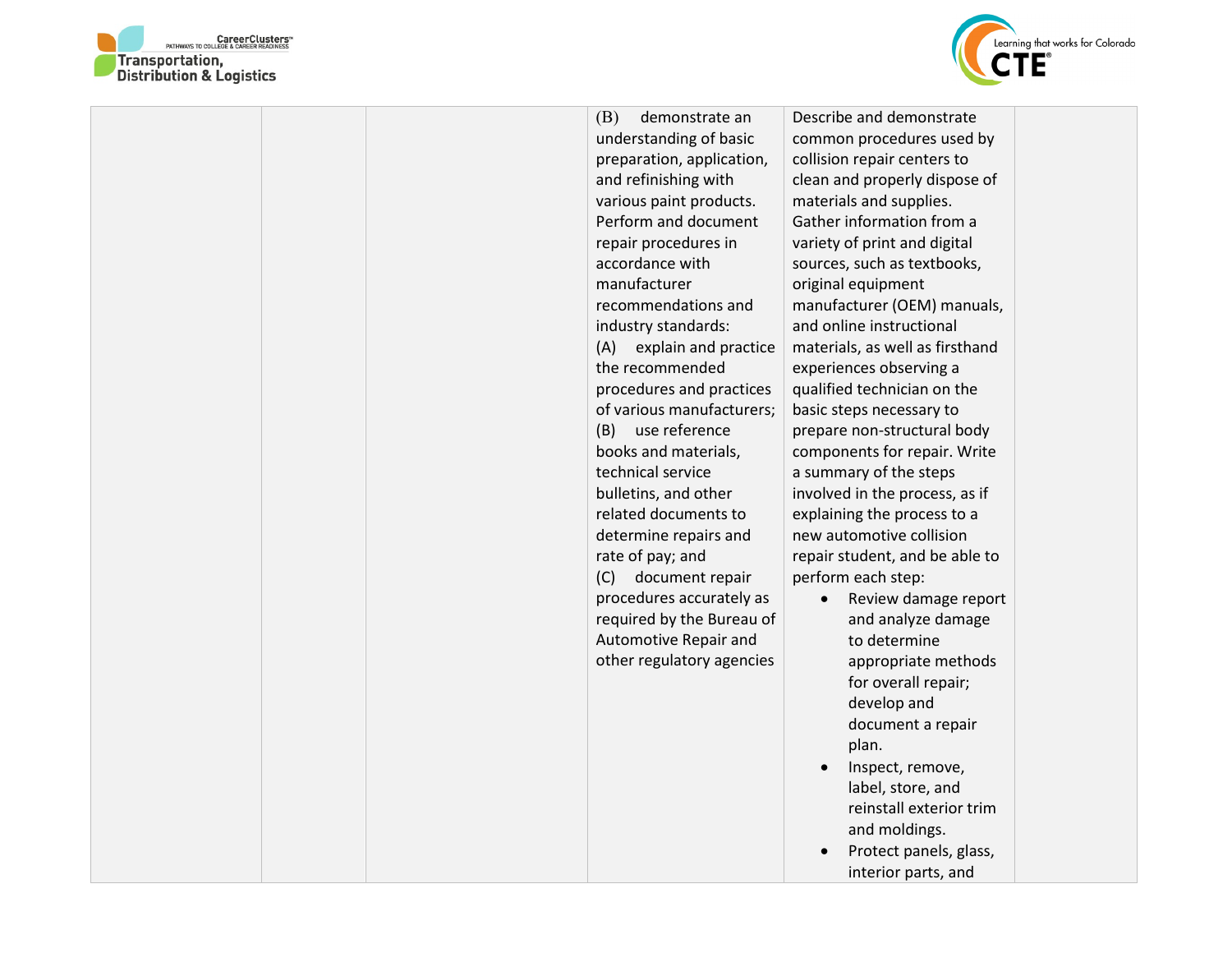| | | | | | |
|---|---|---|---|---|---|
| | | | (B) demonstrate an understanding of basic preparation, application, and refinishing with various paint products.<br>Perform and document repair procedures in accordance with manufacturer recommendations and industry standards:<br>(A) explain and practice the recommended procedures and practices of various manufacturers;<br>(B) use reference books and materials, technical service bulletins, and other related documents to determine repairs and rate of pay; and<br>(C) document repair procedures accurately as required by the Bureau of Automotive Repair and other regulatory agencies | Describe and demonstrate common procedures used by collision repair centers to clean and properly dispose of materials and supplies.<br>Gather information from a variety of print and digital sources, such as textbooks, original equipment manufacturer (OEM) manuals, and online instructional materials, as well as firsthand experiences observing a qualified technician on the basic steps necessary to prepare non-structural body components for repair. Write a summary of the steps involved in the process, as if explaining the process to a new automotive collision repair student, and be able to perform each step:<br>• Review damage report and analyze damage to determine appropriate methods for overall repair; develop and document a repair plan.<br>• Inspect, remove, label, store, and reinstall exterior trim and moldings.<br>• Protect panels, glass, interior parts, and | |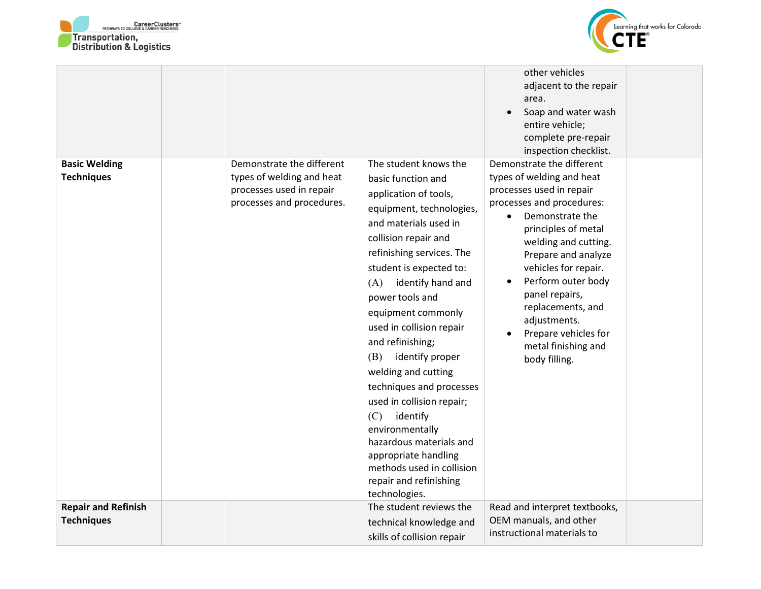| | | | | | |
|---|---|---|---|---|---|
| | | | | other vehicles adjacent to the repair area.<br>• Soap and water wash entire vehicle; complete pre-repair inspection checklist. | |
| **Basic Welding Techniques** | | Demonstrate the different types of welding and heat processes used in repair processes and procedures. | The student knows the basic function and application of tools, equipment, technologies, and materials used in collision repair and refinishing services. The student is expected to:<br>(A) identify hand and power tools and equipment commonly used in collision repair and refinishing;<br>(B) identify proper welding and cutting techniques and processes used in collision repair;<br>(C) identify environmentally hazardous materials and appropriate handling methods used in collision repair and refinishing technologies. | Demonstrate the different types of welding and heat processes used in repair processes and procedures:<br>• Demonstrate the principles of metal welding and cutting. Prepare and analyze vehicles for repair.<br>• Perform outer body panel repairs, replacements, and adjustments.<br>• Prepare vehicles for metal finishing and body filling. | |
| **Repair and Refinish Techniques** | | | The student reviews the technical knowledge and skills of collision repair | Read and interpret textbooks, OEM manuals, and other instructional materials to | |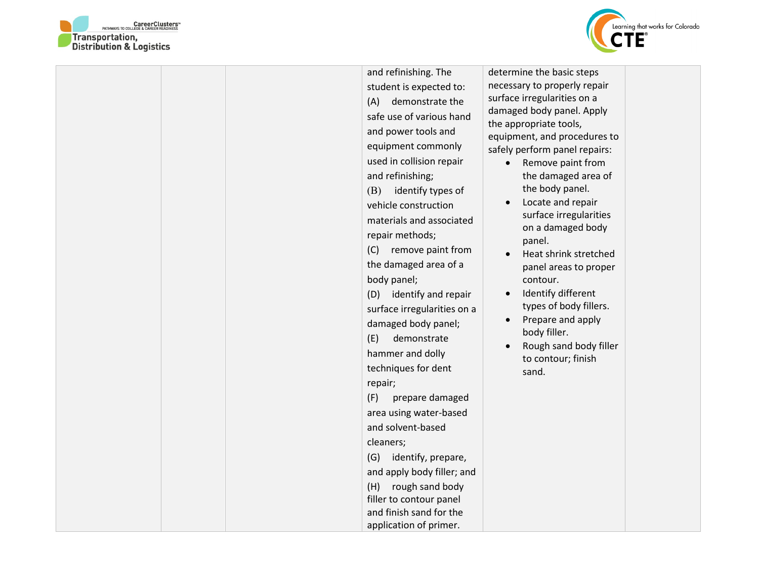| | | | | | |
|---|---|---|---|---|---|
| | | | and refining. The student is expected to:<br>(A) demonstrate the safe use of various hand and power tools and equipment commonly used in collision repair and refinishing;<br>(B) identify types of vehicle construction materials and associated repair methods;<br>(C) remove paint from the damaged area of a body panel;<br>(D) identify and repair surface irregularities on a damaged body panel;<br>(E) demonstrate hammer and dolly techniques for dent repair;<br>(F) prepare damaged area using water-based and solvent-based cleaners;<br>(G) identify, prepare, and apply body filler; and<br>(H) rough sand body filler to contour panel and finish sand for the application of primer. | determine the basic steps necessary to properly repair surface irregularities on a damaged body panel. Apply the appropriate tools, equipment, and procedures to safely perform panel repairs:<br>• Remove paint from the damaged area of the body panel.<br>• Locate and repair surface irregularities on a damaged body panel.<br>• Heat shrink stretched panel areas to proper contour.<br>• Identify different types of body fillers.<br>• Prepare and apply body filler.<br>• Rough sand body filler to contour; finish sand. | |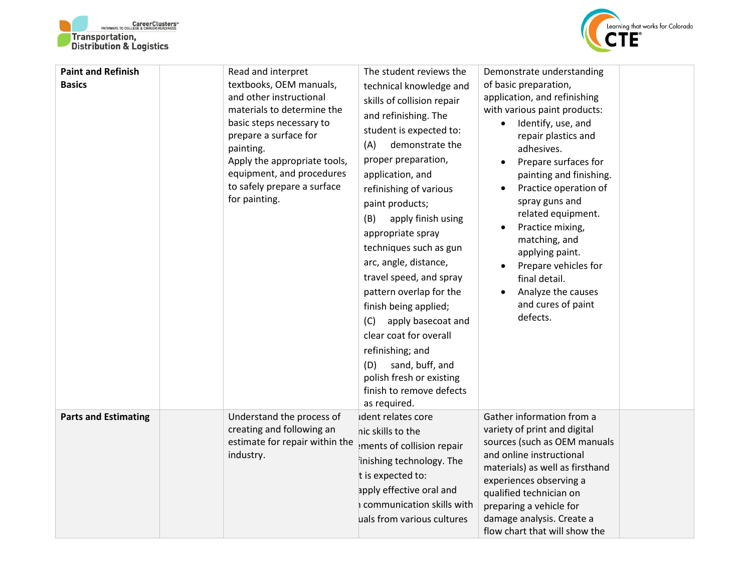| | | | | | |
|---|---|---|---|---|---|
| **Paint and Refinish Basics** | | Read and interpret textbooks, OEM manuals, and other instructional materials to determine the basic steps necessary to prepare a surface for painting.<br>Apply the appropriate tools, equipment, and procedures to safely prepare a surface for painting. | The student reviews the technical knowledge and skills of collision repair and refinishing. The student is expected to:<br>(A) demonstrate the proper preparation, application, and refinishing of various paint products;<br>(B) apply finish using appropriate spray techniques such as gun arc, angle, distance, travel speed, and spray pattern overlap for the finish being applied;<br>(C) apply basecoat and clear coat for overall refinishing; and<br>(D) sand, buff, and polish fresh or existing finish to remove defects as required. | Demonstrate understanding of basic preparation, application, and refinishing with various paint products:<br>• Identify, use, and repair plastics and adhesives.<br>• Prepare surfaces for painting and finishing.<br>• Practice operation of spray guns and related equipment.<br>• Practice mixing, matching, and applying paint.<br>• Prepare vehicles for final detail.<br>• Analyze the causes and cures of paint defects. | |
| **Parts and Estimating** | | Understand the process of creating and following an estimate for repair within the industry. | ıdent relates core nic skills to the ɛments of collision repair inishing technology. The t is expected to:<br>apply effective oral and ı communication skills with uals from various cultures | Gather information from a variety of print and digital sources (such as OEM manuals and online instructional materials) as well as firsthand experiences observing a qualified technician on preparing a vehicle for damage analysis. Create a flow chart that will show the | |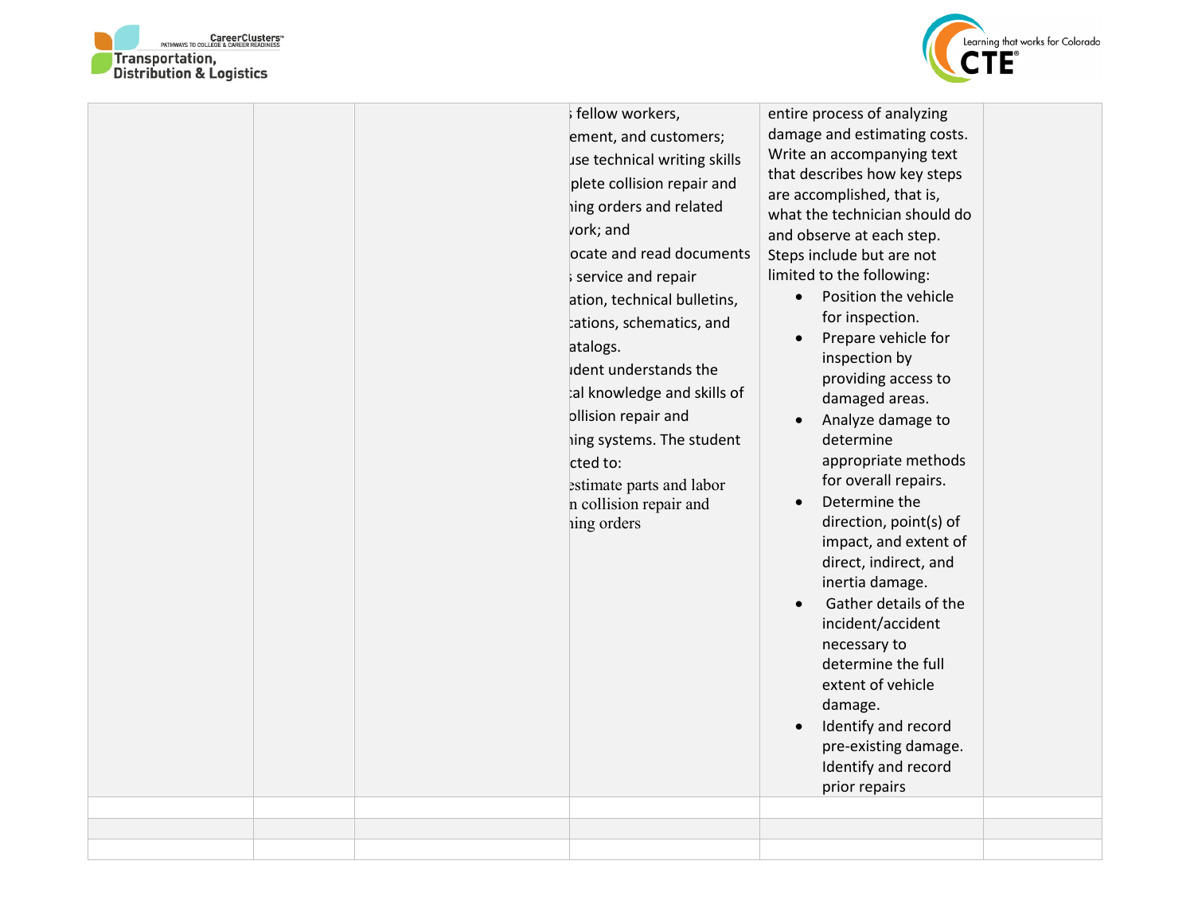| | | | fellow workers, ement, and customers; use technical writing skills plete collision repair and ing orders and related vork; and ocate and read documents service and repair ation, technical bulletins, cations, schematics, and atalogs. udent understands the cal knowledge and skills of ollision repair and ing systems. The student cted to: estimate parts and labor n collision repair and ing orders | entire process of analyzing damage and estimating costs. Write an accompanying text that describes how key steps are accomplished, that is, what the technician should do and observe at each step. Steps include but are not limited to the following:<br>• Position the vehicle for inspection.<br>• Prepare vehicle for inspection by providing access to damaged areas.<br>• Analyze damage to determine appropriate methods for overall repairs.<br>• Determine the direction, point(s) of impact, and extent of direct, indirect, and inertia damage.<br>• Gather details of the incident/accident necessary to determine the full extent of vehicle damage.<br>• Identify and record pre-existing damage. Identify and record prior repairs | |
|---|---|---|---|---|---|
| | | | | | |
| | | | | | |
| | | | | | |